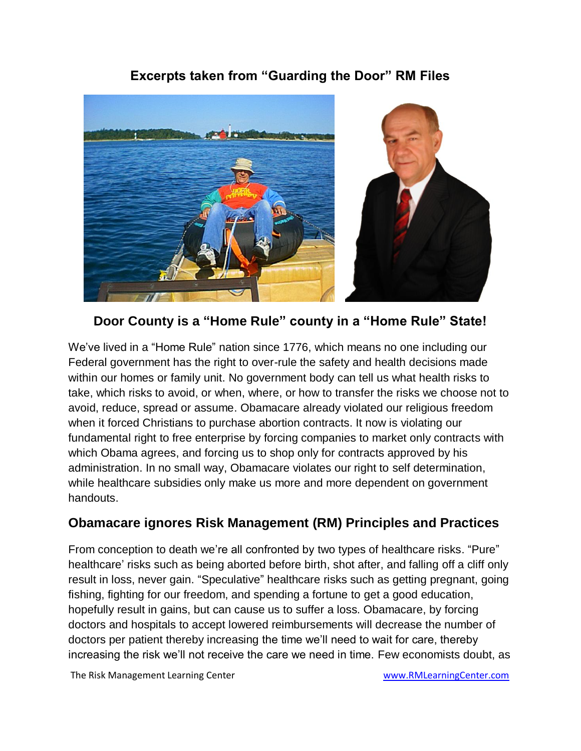## Excerpts taken from "Guarding the Door" RM Files

## Door County is a "Home Rule" county in a "Home Rule" State!

We've lived in a "Home Rule" nation since 1776, which means no one including our Federal government has the right to over-rule the safety and health decisions made within our homes or family unit. No government body can tell us what health risks to take, which risks to avoid, or when, where, or how to transfer the risks we choose not to avoid, reduce, spread or assume. Obamacare already violated our religious freedom when it forced Christians to purchase abortion contracts. It now is violating our fundamental right to free enterprise by forcing companies to market only contracts with which Obama agrees, and forcing us to shop only for contracts approved by his administration. In no small way, Obamacare violates our right to self determination, while healthcare subsidies only make us more and more dependent on government handouts.

### Obamacare ignores Risk Management (RM) Principles and Practices

From conception to death we're all confronted by two types of healthcare risks. "Pure" healthcare' risks such as being aborted before birth, shot after, and falling off a cliff only result in loss, never gain. "Speculative" healthcare risks such as getting pregnant, going fishing, fighting for our freedom, and spending a fortune to get a good education, hopefully result in gains, but can cause us to suffer a loss. Obamacare, by forcing doctors and hospitals to accept lowered reimbursements will decrease the number of doctors per patient thereby increasing the time we'll need to wait for care, thereby increasing the risk we'll not receive the care we need in time. Few economists doubt, as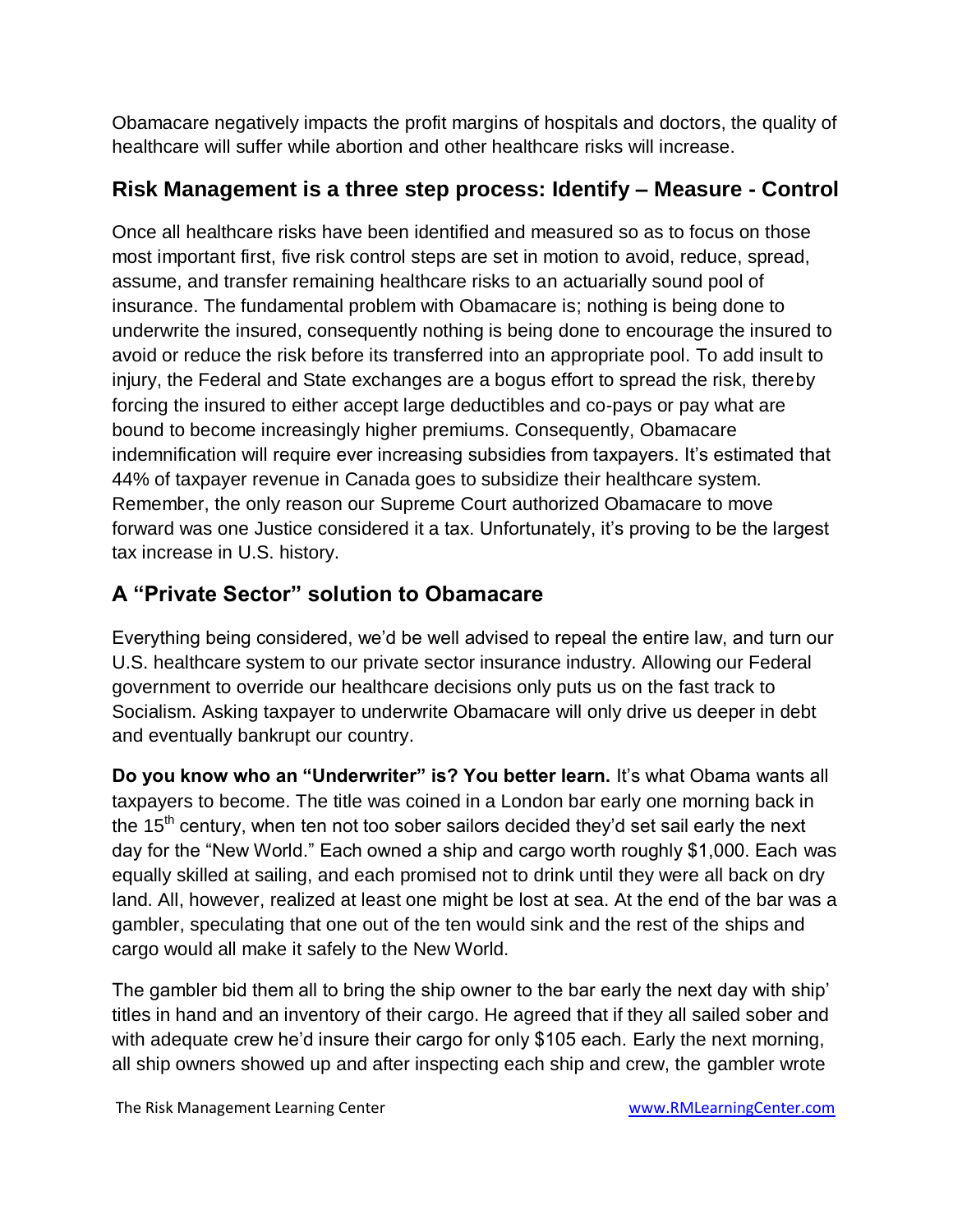Obamacare negatively impacts the profit margins of hospitals and doctors, the quality of healthcare will suffer while abortion and other healthcare risks will increase.

## Risk Management is a three step process: Identify – Measure - Control

Once all healthcare risks have been identified and measured so as to focus on those most important first, five risk control steps are set in motion to avoid, reduce, spread, assume, and transfer remaining healthcare risks to an actuarially sound pool of insurance. The fundamental problem with Obamacare is; nothing is being done to underwrite the insured, consequently nothing is being done to encourage the insured to avoid or reduce the risk before its transferred into an appropriate pool. To add insult to injury, the Federal and State exchanges are a bogus effort to spread the risk, thereby forcing the insured to either accept large deductibles and co-pays or pay what are bound to become increasingly higher premiums. Consequently, Obamacare indemnification will require ever increasing subsidies from taxpayers. It's estimated that 44% of taxpayer revenue in Canada goes to subsidize their healthcare system. Remember, the only reason our Supreme Court authorized Obamacare to move forward was one Justice considered it a tax. Unfortunately, it's proving to be the largest tax increase in U.S. history.

## A "Private Sector" solution to Obamacare

Everything being considered, we'd be well advised to repeal the entire law, and turn our U.S. healthcare system to our private sector insurance industry. Allowing our Federal government to override our healthcare decisions only puts us on the fast track to Socialism. Asking taxpayer to underwrite Obamacare will only drive us deeper in debt and eventually bankrupt our country.

**Do you know who an "Underwriter" is? You better learn.** It's what Obama wants all taxpayers to become. The title was coined in a London bar early one morning back in the 15th century, when ten not too sober sailors decided they'd set sail early the next day for the "New World." Each owned a ship and cargo worth roughly $1,000. Each was equally skilled at sailing, and each promised not to drink until they were all back on dry land. All, however, realized at least one might be lost at sea. At the end of the bar was a gambler, speculating that one out of the ten would sink and the rest of the ships and cargo would all make it safely to the New World.

The gambler bid them all to bring the ship owner to the bar early the next day with ship' titles in hand and an inventory of their cargo. He agreed that if they all sailed sober and with adequate crew he'd insure their cargo for only $105 each. Early the next morning, all ship owners showed up and after inspecting each ship and crew, the gambler wrote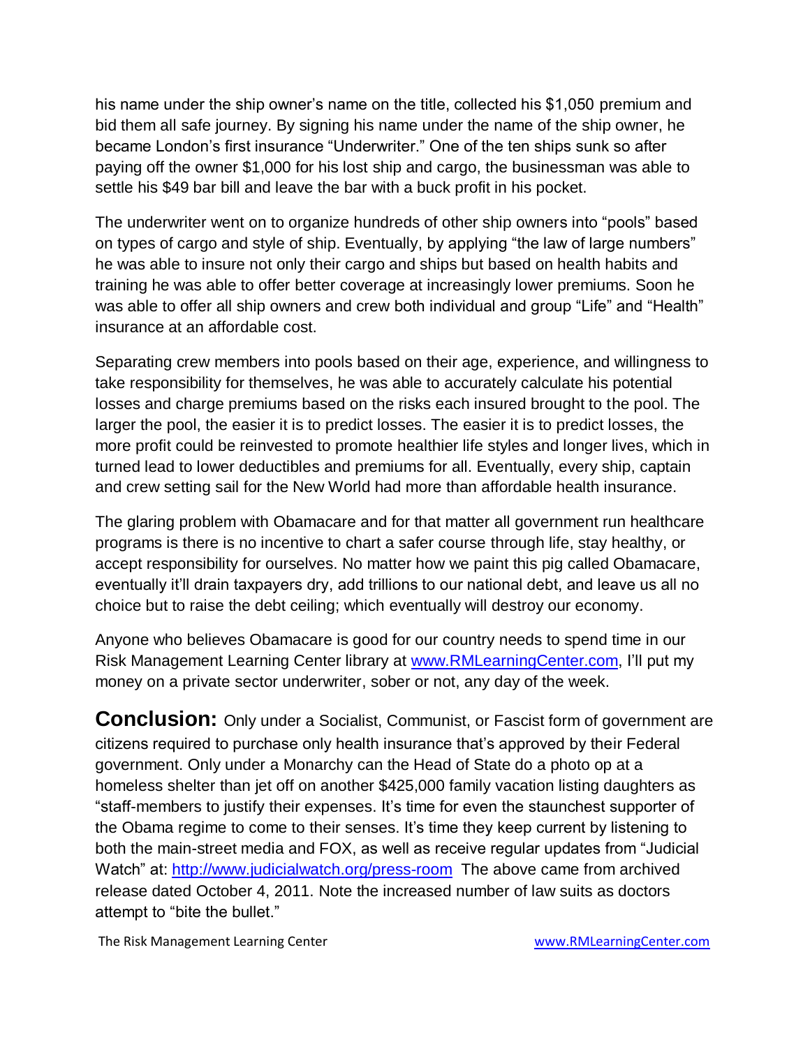his name under the ship owner's name on the title, collected his $1,050 premium and bid them all safe journey. By signing his name under the name of the ship owner, he became London's first insurance "Underwriter." One of the ten ships sunk so after paying off the owner $1,000 for his lost ship and cargo, the businessman was able to settle his $49 bar bill and leave the bar with a buck profit in his pocket.

The underwriter went on to organize hundreds of other ship owners into "pools" based on types of cargo and style of ship. Eventually, by applying "the law of large numbers" he was able to insure not only their cargo and ships but based on health habits and training he was able to offer better coverage at increasingly lower premiums. Soon he was able to offer all ship owners and crew both individual and group "Life" and "Health" insurance at an affordable cost.

Separating crew members into pools based on their age, experience, and willingness to take responsibility for themselves, he was able to accurately calculate his potential losses and charge premiums based on the risks each insured brought to the pool. The larger the pool, the easier it is to predict losses. The easier it is to predict losses, the more profit could be reinvested to promote healthier life styles and longer lives, which in turned lead to lower deductibles and premiums for all. Eventually, every ship, captain and crew setting sail for the New World had more than affordable health insurance.

The glaring problem with Obamacare and for that matter all government run healthcare programs is there is no incentive to chart a safer course through life, stay healthy, or accept responsibility for ourselves. No matter how we paint this pig called Obamacare, eventually it'll drain taxpayers dry, add trillions to our national debt, and leave us all no choice but to raise the debt ceiling; which eventually will destroy our economy.

Anyone who believes Obamacare is good for our country needs to spend time in our Risk Management Learning Center library at www.RMLearningCenter.com, I'll put my money on a private sector underwriter, sober or not, any day of the week.

**Conclusion:** Only under a Socialist, Communist, or Fascist form of government are citizens required to purchase only health insurance that's approved by their Federal government. Only under a Monarchy can the Head of State do a photo op at a homeless shelter than jet off on another $425,000 family vacation listing daughters as "staff-members to justify their expenses. It's time for even the staunchest supporter of the Obama regime to come to their senses. It's time they keep current by listening to both the main-street media and FOX, as well as receive regular updates from "Judicial Watch" at: http://www.judicialwatch.org/press-room The above came from archived release dated October 4, 2011. Note the increased number of law suits as doctors attempt to "bite the bullet."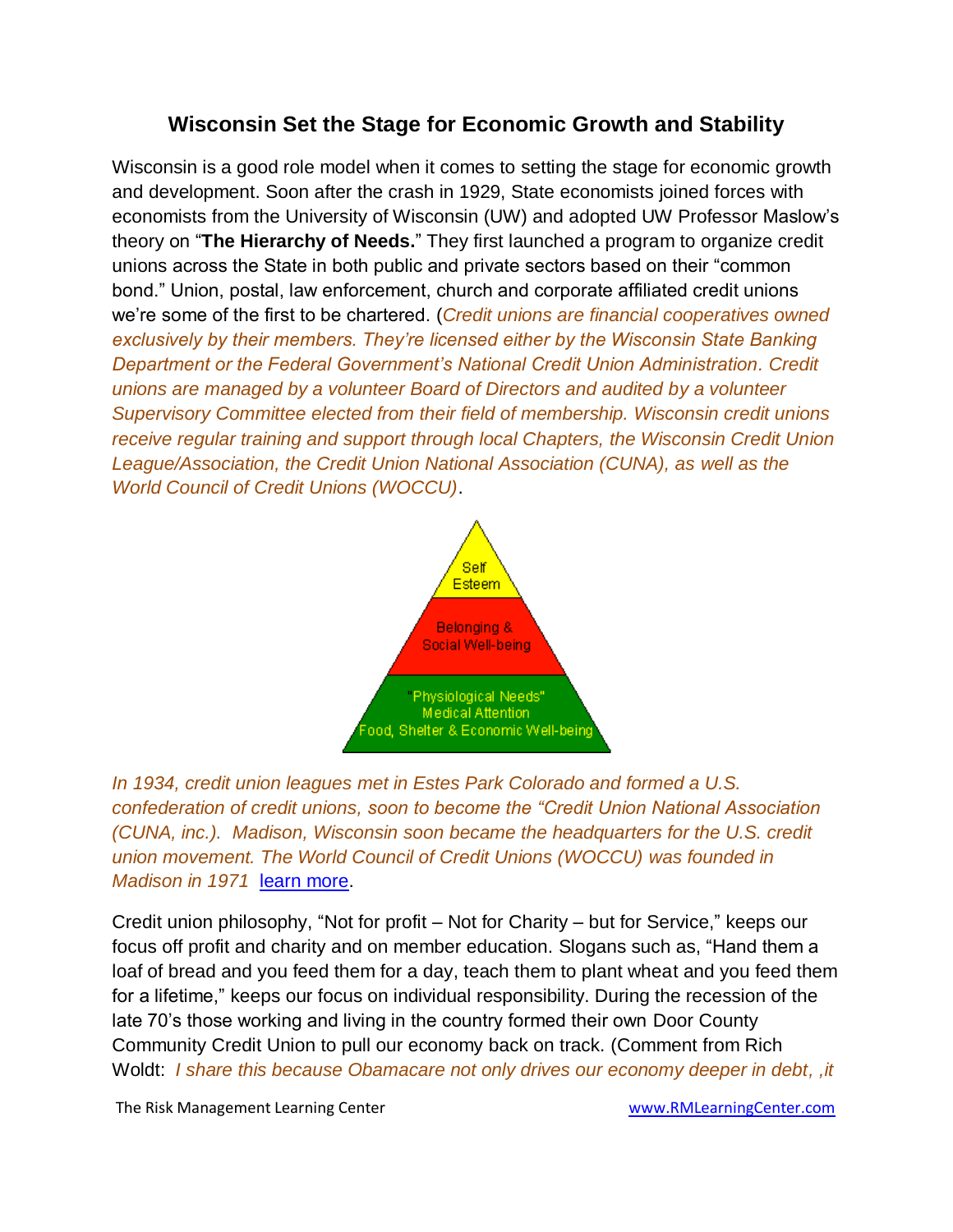## Wisconsin Set the Stage for Economic Growth and Stability

Wisconsin is a good role model when it comes to setting the stage for economic growth and development. Soon after the crash in 1929, State economists joined forces with economists from the University of Wisconsin (UW) and adopted UW Professor Maslow's theory on "**The Hierarchy of Needs.**" They first launched a program to organize credit unions across the State in both public and private sectors based on their "common bond." Union, postal, law enforcement, church and corporate affiliated credit unions we're some of the first to be chartered. (*Credit unions are financial cooperatives owned exclusively by their members. They're licensed either by the Wisconsin State Banking Department or the Federal Government's National Credit Union Administration. Credit unions are managed by a volunteer Board of Directors and audited by a volunteer Supervisory Committee elected from their field of membership. Wisconsin credit unions receive regular training and support through local Chapters, the Wisconsin Credit Union League/Association, the Credit Union National Association (CUNA), as well as the World Council of Credit Unions (WOCCU)*.

Self Esteem

Belonging & Social Well-being

"Physiological Needs" Medical Attention Food, Shelter & Economic Well-being

*In 1934, credit union leagues met in Estes Park Colorado and formed a U.S. confederation of credit unions, soon to become the "Credit Union National Association (CUNA, inc.). Madison, Wisconsin soon became the headquarters for the U.S. credit union movement. The World Council of Credit Unions (WOCCU) was founded in Madison in 1971* learn more.

Credit union philosophy, "Not for profit – Not for Charity – but for Service," keeps our focus off profit and charity and on member education. Slogans such as, "Hand them a loaf of bread and you feed them for a day, teach them to plant wheat and you feed them for a lifetime," keeps our focus on individual responsibility. During the recession of the late 70's those working and living in the country formed their own Door County Community Credit Union to pull our economy back on track. (Comment from Rich Woldt: *I share this because Obamacare not only drives our economy deeper in debt, ,it*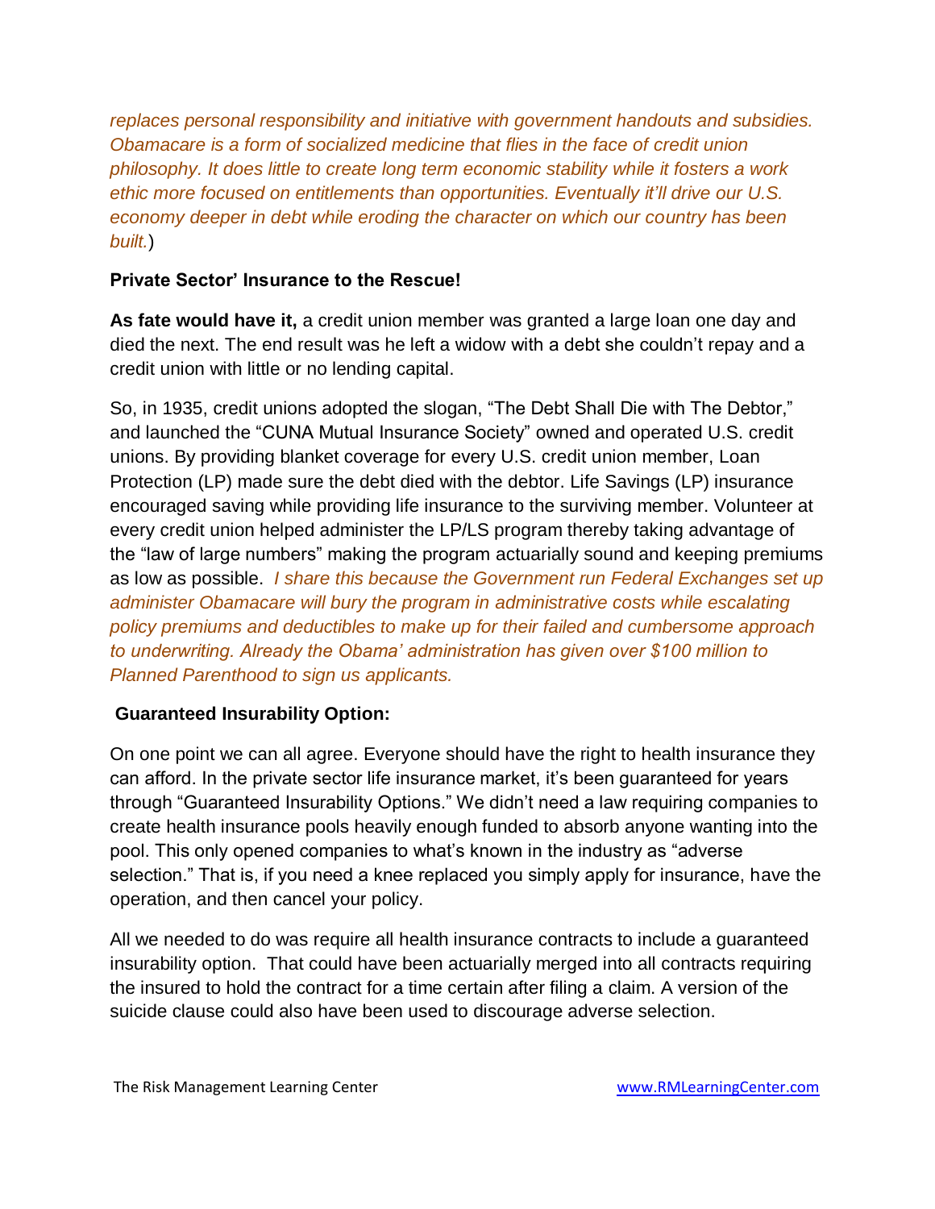*replaces personal responsibility and initiative with government handouts and subsidies. Obamacare is a form of socialized medicine that flies in the face of credit union philosophy. It does little to create long term economic stability while it fosters a work ethic more focused on entitlements than opportunities. Eventually it'll drive our U.S. economy deeper in debt while eroding the character on which our country has been built.*)

**Private Sector' Insurance to the Rescue!**

**As fate would have it,** a credit union member was granted a large loan one day and died the next. The end result was he left a widow with a debt she couldn't repay and a credit union with little or no lending capital.

So, in 1935, credit unions adopted the slogan, "The Debt Shall Die with The Debtor," and launched the "CUNA Mutual Insurance Society" owned and operated U.S. credit unions. By providing blanket coverage for every U.S. credit union member, Loan Protection (LP) made sure the debt died with the debtor. Life Savings (LP) insurance encouraged saving while providing life insurance to the surviving member. Volunteer at every credit union helped administer the LP/LS program thereby taking advantage of the "law of large numbers" making the program actuarially sound and keeping premiums as low as possible. *I share this because the Government run Federal Exchanges set up administer Obamacare will bury the program in administrative costs while escalating policy premiums and deductibles to make up for their failed and cumbersome approach to underwriting. Already the Obama' administration has given over $100 million to Planned Parenthood to sign us applicants.*

**Guaranteed Insurability Option:**

On one point we can all agree. Everyone should have the right to health insurance they can afford. In the private sector life insurance market, it's been guaranteed for years through "Guaranteed Insurability Options." We didn't need a law requiring companies to create health insurance pools heavily enough funded to absorb anyone wanting into the pool. This only opened companies to what's known in the industry as "adverse selection." That is, if you need a knee replaced you simply apply for insurance, have the operation, and then cancel your policy.

All we needed to do was require all health insurance contracts to include a guaranteed insurability option. That could have been actuarially merged into all contracts requiring the insured to hold the contract for a time certain after filing a claim. A version of the suicide clause could also have been used to discourage adverse selection.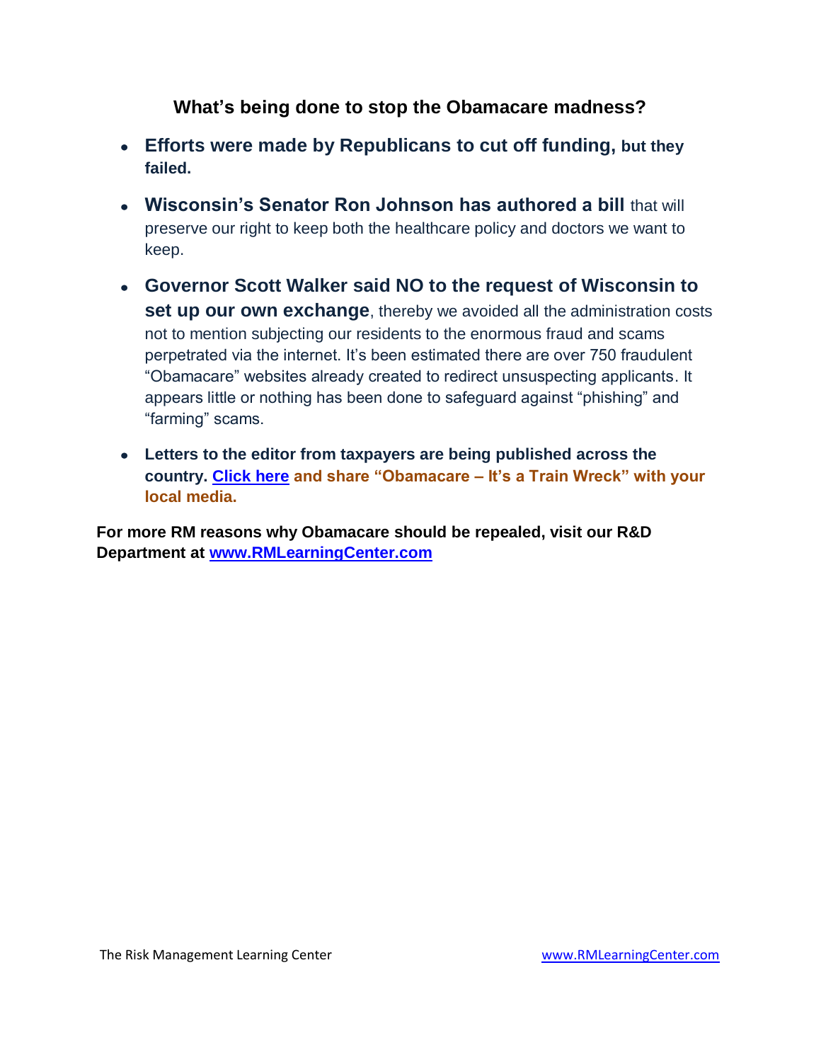### What's being done to stop the Obamacare madness?

- **Efforts were made by Republicans to cut off funding, but they failed.**
- **Wisconsin's Senator Ron Johnson has authored a bill** that will preserve our right to keep both the healthcare policy and doctors we want to keep.
- **Governor Scott Walker said NO to the request of Wisconsin to set up our own exchange**, thereby we avoided all the administration costs not to mention subjecting our residents to the enormous fraud and scams perpetrated via the internet. It's been estimated there are over 750 fraudulent "Obamacare" websites already created to redirect unsuspecting applicants. It appears little or nothing has been done to safeguard against "phishing" and "farming" scams.
- **Letters to the editor from taxpayers are being published across the country. Click here and share "Obamacare – It's a Train Wreck" with your local media.**

**For more RM reasons why Obamacare should be repealed, visit our R&D Department at www.RMLearningCenter.com**